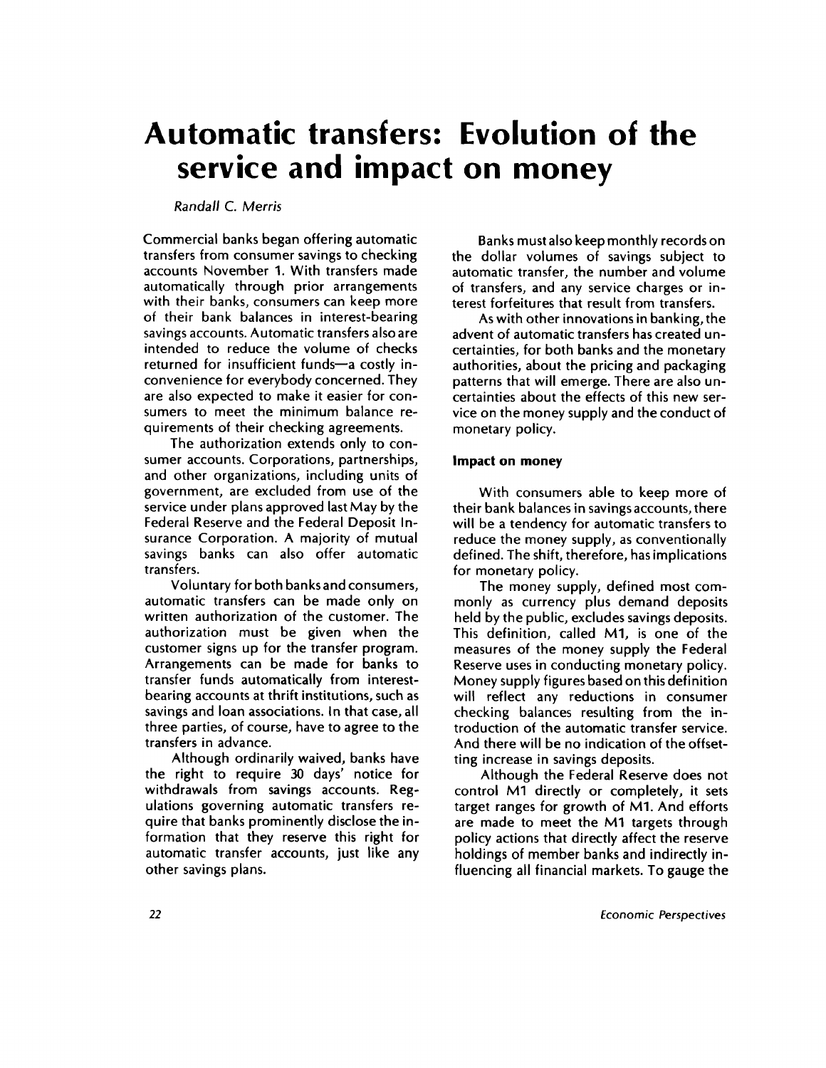# Automatic transfers: Evolution of the service and impact on money

*Randall C. Merris*

Commercial banks began offering automatic transfers from consumer savings to checking accounts November 1. With transfers made automatically through prior arrangements with their banks, consumers can keep more of their bank balances in interest-bearing savings accounts. Automatic transfers also are intended to reduce the volume of checks returned for insufficient funds—a costly inconvenience for everybody concerned. They are also expected to make it easier for consumers to meet the minimum balance requirements of their checking agreements.

The authorization extends only to consumer accounts. Corporations, partnerships, and other organizations, including units of government, are excluded from use of the service under plans approved last May by the Federal Reserve and the Federal Deposit Insurance Corporation. A majority of mutual savings banks can also offer automatic transfers.

Voluntary for both banks and consumers, automatic transfers can be made only on written authorization of the customer. The authorization must be given when the customer signs up for the transfer program. Arrangements can be made for banks to transfer funds automatically from interest-bearing accounts at thrift institutions, such as savings and loan associations. In that case, all three parties, of course, have to agree to the transfers in advance.

Although ordinarily waived, banks have the right to require 30 days' notice for withdrawals from savings accounts. Regulations governing automatic transfers require that banks prominently disclose the information that they reserve this right for automatic transfer accounts, just like any other savings plans.

Banks must also keep monthly records on the dollar volumes of savings subject to automatic transfer, the number and volume of transfers, and any service charges or interest forfeitures that result from transfers.

As with other innovations in banking, the advent of automatic transfers has created uncertainties, for both banks and the monetary authorities, about the pricing and packaging patterns that will emerge. There are also uncertainties about the effects of this new service on the money supply and the conduct of monetary policy.

### Impact on money

With consumers able to keep more of their bank balances in savings accounts, there will be a tendency for automatic transfers to reduce the money supply, as conventionally defined. The shift, therefore, has implications for monetary policy.

The money supply, defined most commonly as currency plus demand deposits held by the public, excludes savings deposits. This definition, called M1, is one of the measures of the money supply the Federal Reserve uses in conducting monetary policy. Money supply figures based on this definition will reflect any reductions in consumer checking balances resulting from the introduction of the automatic transfer service. And there will be no indication of the offsetting increase in savings deposits.

Although the Federal Reserve does not control M1 directly or completely, it sets target ranges for growth of M1. And efforts are made to meet the M1 targets through policy actions that directly affect the reserve holdings of member banks and indirectly influencing all financial markets. To gauge the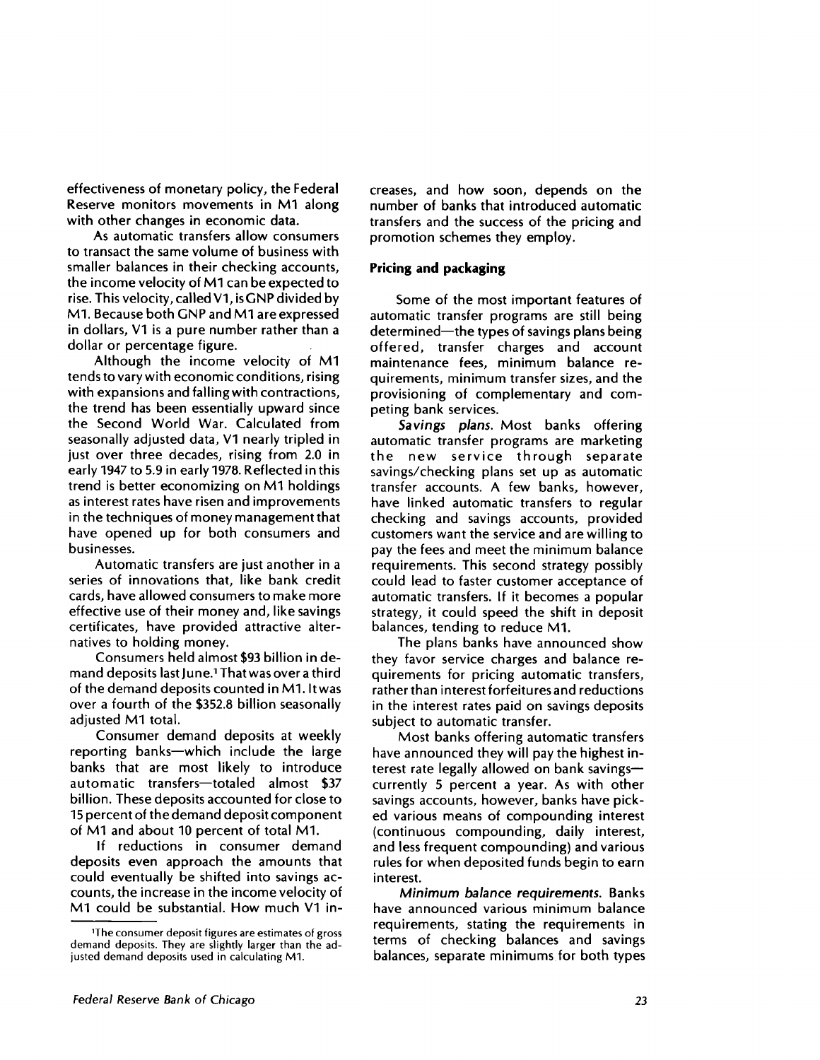effectiveness of monetary policy, the Federal Reserve monitors movements in M1 along with other changes in economic data.

As automatic transfers allow consumers to transact the same volume of business with smaller balances in their checking accounts, the income velocity of M1 can be expected to rise. This velocity, called V1, is GNP divided by M1. Because both GNP and M1 are expressed in dollars, V1 is a pure number rather than a dollar or percentage figure.

Although the income velocity of M1 tends to vary with economic conditions, rising with expansions and falling with contractions, the trend has been essentially upward since the Second World War. Calculated from seasonally adjusted data, V1 nearly tripled in just over three decades, rising from 2.0 in early 1947 to 5.9 in early 1978. Reflected in this trend is better economizing on M1 holdings as interest rates have risen and improvements in the techniques of money management that have opened up for both consumers and businesses.

Automatic transfers are just another in a series of innovations that, like bank credit cards, have allowed consumers to make more effective use of their money and, like savings certificates, have provided attractive alternatives to holding money.

Consumers held almost $93 billion in demand deposits last June.[1] That was over a third of the demand deposits counted in M1. It was over a fourth of the $352.8 billion seasonally adjusted M1 total.

Consumer demand deposits at weekly reporting banks—which include the large banks that are most likely to introduce automatic transfers—totaled almost $37 billion. These deposits accounted for close to 15 percent of the demand deposit component of M1 and about 10 percent of total M1.

If reductions in consumer demand deposits even approach the amounts that could eventually be shifted into savings accounts, the increase in the income velocity of M1 could be substantial. How much V1 increases, and how soon, depends on the number of banks that introduced automatic transfers and the success of the pricing and promotion schemes they employ.

### Pricing and packaging

Some of the most important features of automatic transfer programs are still being determined—the types of savings plans being offered, transfer charges and account maintenance fees, minimum balance requirements, minimum transfer sizes, and the provisioning of complementary and competing bank services.

*Savings plans.* Most banks offering automatic transfer programs are marketing the new service through separate savings/checking plans set up as automatic transfer accounts. A few banks, however, have linked automatic transfers to regular checking and savings accounts, provided customers want the service and are willing to pay the fees and meet the minimum balance requirements. This second strategy possibly could lead to faster customer acceptance of automatic transfers. If it becomes a popular strategy, it could speed the shift in deposit balances, tending to reduce M1.

The plans banks have announced show they favor service charges and balance requirements for pricing automatic transfers, rather than interest forfeitures and reductions in the interest rates paid on savings deposits subject to automatic transfer.

Most banks offering automatic transfers have announced they will pay the highest interest rate legally allowed on bank savings—currently 5 percent a year. As with other savings accounts, however, banks have picked various means of compounding interest (continuous compounding, daily interest, and less frequent compounding) and various rules for when deposited funds begin to earn interest.

*Minimum balance requirements.* Banks have announced various minimum balance requirements, stating the requirements in terms of checking balances and savings balances, separate minimums for both types

[1] The consumer deposit figures are estimates of gross demand deposits. They are slightly larger than the adjusted demand deposits used in calculating M1.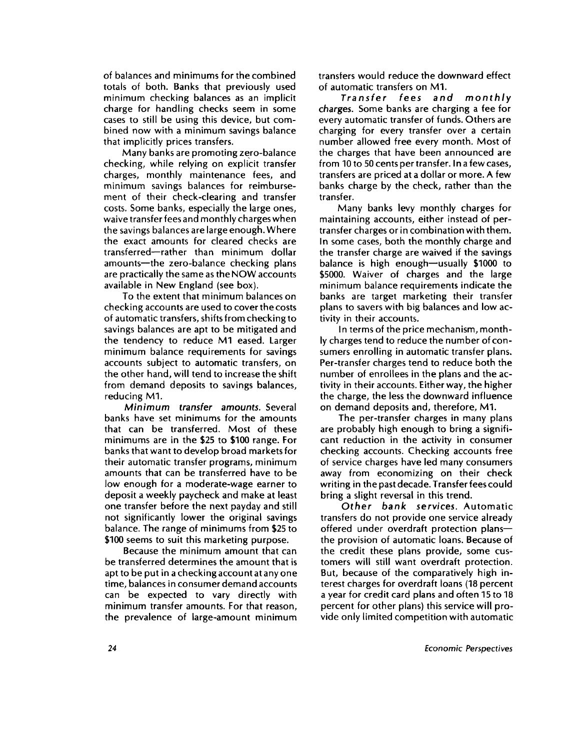of balances and minimums for the combined totals of both. Banks that previously used minimum checking balances as an implicit charge for handling checks seem in some cases to still be using this device, but combined now with a minimum savings balance that implicitly prices transfers.

Many banks are promoting zero-balance checking, while relying on explicit transfer charges, monthly maintenance fees, and minimum savings balances for reimbursement of their check-clearing and transfer costs. Some banks, especially the large ones, waive transfer fees and monthly charges when the savings balances are large enough. Where the exact amounts for cleared checks are transferred—rather than minimum dollar amounts—the zero-balance checking plans are practically the same as the NOW accounts available in New England (see box).

To the extent that minimum balances on checking accounts are used to cover the costs of automatic transfers, shifts from checking to savings balances are apt to be mitigated and the tendency to reduce M1 eased. Larger minimum balance requirements for savings accounts subject to automatic transfers, on the other hand, will tend to increase the shift from demand deposits to savings balances, reducing M1.

*Minimum transfer amounts.* Several banks have set minimums for the amounts that can be transferred. Most of these minimums are in the $25 to $100 range. For banks that want to develop broad markets for their automatic transfer programs, minimum amounts that can be transferred have to be low enough for a moderate-wage earner to deposit a weekly paycheck and make at least one transfer before the next payday and still not significantly lower the original savings balance. The range of minimums from $25 to $100 seems to suit this marketing purpose.

Because the minimum amount that can be transferred determines the amount that is apt to be put in a checking account at any one time, balances in consumer demand accounts can be expected to vary directly with minimum transfer amounts. For that reason, the prevalence of large-amount minimum transfers would reduce the downward effect of automatic transfers on M1.

*Transfer fees and monthly charges.* Some banks are charging a fee for every automatic transfer of funds. Others are charging for every transfer over a certain number allowed free every month. Most of the charges that have been announced are from 10 to 50 cents per transfer. In a few cases, transfers are priced at a dollar or more. A few banks charge by the check, rather than the transfer.

Many banks levy monthly charges for maintaining accounts, either instead of per-transfer charges or in combination with them. In some cases, both the monthly charge and the transfer charge are waived if the savings balance is high enough—usually $1000 to $5000. Waiver of charges and the large minimum balance requirements indicate the banks are target marketing their transfer plans to savers with big balances and low activity in their accounts.

In terms of the price mechanism, monthly charges tend to reduce the number of consumers enrolling in automatic transfer plans. Per-transfer charges tend to reduce both the number of enrollees in the plans and the activity in their accounts. Either way, the higher the charge, the less the downward influence on demand deposits and, therefore, M1.

The per-transfer charges in many plans are probably high enough to bring a significant reduction in the activity in consumer checking accounts. Checking accounts free of service charges have led many consumers away from economizing on their check writing in the past decade. Transfer fees could bring a slight reversal in this trend.

*Other bank services.* Automatic transfers do not provide one service already offered under overdraft protection plans—the provision of automatic loans. Because of the credit these plans provide, some customers will still want overdraft protection. But, because of the comparatively high interest charges for overdraft loans (18 percent a year for credit card plans and often 15 to 18 percent for other plans) this service will provide only limited competition with automatic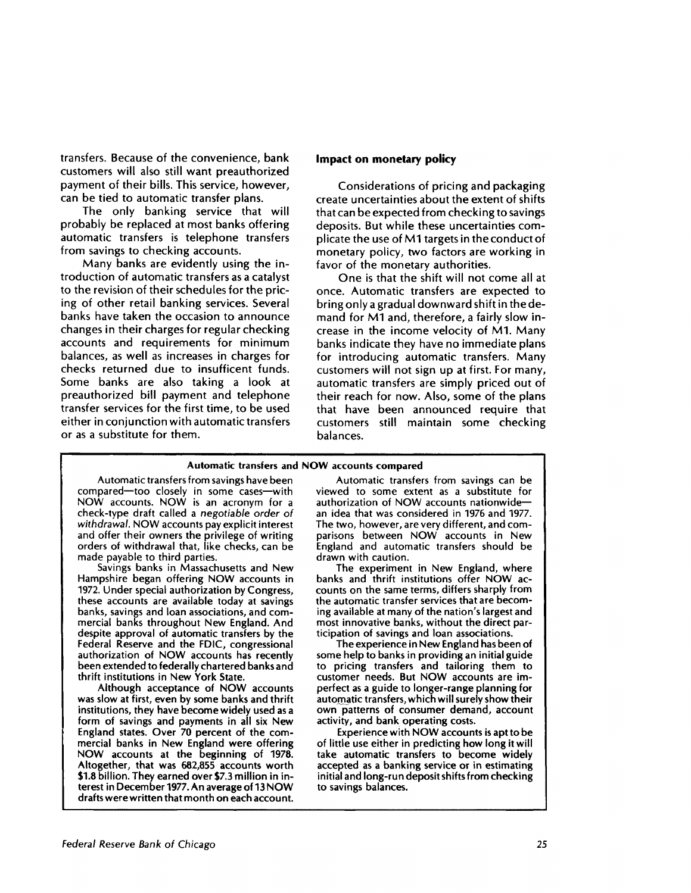transfers. Because of the convenience, bank customers will also still want preauthorized payment of their bills. This service, however, can be tied to automatic transfer plans.

The only banking service that will probably be replaced at most banks offering automatic transfers is telephone transfers from savings to checking accounts.

Many banks are evidently using the introduction of automatic transfers as a catalyst to the revision of their schedules for the pricing of other retail banking services. Several banks have taken the occasion to announce changes in their charges for regular checking accounts and requirements for minimum balances, as well as increases in charges for checks returned due to insufficent funds. Some banks are also taking a look at preauthorized bill payment and telephone transfer services for the first time, to be used either in conjunction with automatic transfers or as a substitute for them.

### Impact on monetary policy

Considerations of pricing and packaging create uncertainties about the extent of shifts that can be expected from checking to savings deposits. But while these uncertainties complicate the use of M1 targets in the conduct of monetary policy, two factors are working in favor of the monetary authorities.

One is that the shift will not come all at once. Automatic transfers are expected to bring only a gradual downward shift in the demand for M1 and, therefore, a fairly slow increase in the income velocity of M1. Many banks indicate they have no immediate plans for introducing automatic transfers. Many customers will not sign up at first. For many, automatic transfers are simply priced out of their reach for now. Also, some of the plans that have been announced require that customers still maintain some checking balances.

---

**Automatic transfers and NOW accounts compared**

Automatic transfers from savings have been compared—too closely in some cases—with NOW accounts. NOW is an acronym for a check-type draft called a *negotiable order of withdrawal*. NOW accounts pay explicit interest and offer their owners the privilege of writing orders of withdrawal that, like checks, can be made payable to third parties.

Savings banks in Massachusetts and New Hampshire began offering NOW accounts in 1972. Under special authorization by Congress, these accounts are available today at savings banks, savings and loan associations, and commercial banks throughout New England. And despite approval of automatic transfers by the Federal Reserve and the FDIC, congressional authorization of NOW accounts has recently been extended to federally chartered banks and thrift institutions in New York State.

Although acceptance of NOW accounts was slow at first, even by some banks and thrift institutions, they have become widely used as a form of savings and payments in all six New England states. Over 70 percent of the commercial banks in New England were offering NOW accounts at the beginning of 1978. Altogether, that was 682,855 accounts worth $1.8 billion. They earned over $7.3 million in interest in December 1977. An average of 13 NOW drafts were written that month on each account.

Automatic transfers from savings can be viewed to some extent as a substitute for authorization of NOW accounts nationwide—an idea that was considered in 1976 and 1977. The two, however, are very different, and comparisons between NOW accounts in New England and automatic transfers should be drawn with caution.

The experiment in New England, where banks and thrift institutions offer NOW accounts on the same terms, differs sharply from the automatic transfer services that are becoming available at many of the nation's largest and most innovative banks, without the direct participation of savings and loan associations.

The experience in New England has been of some help to banks in providing an initial guide to pricing transfers and tailoring them to customer needs. But NOW accounts are imperfect as a guide to longer-range planning for automatic transfers, which will surely show their own patterns of consumer demand, account activity, and bank operating costs.

Experience with NOW accounts is apt to be of little use either in predicting how long it will take automatic transfers to become widely accepted as a banking service or in estimating initial and long-run deposit shifts from checking to savings balances.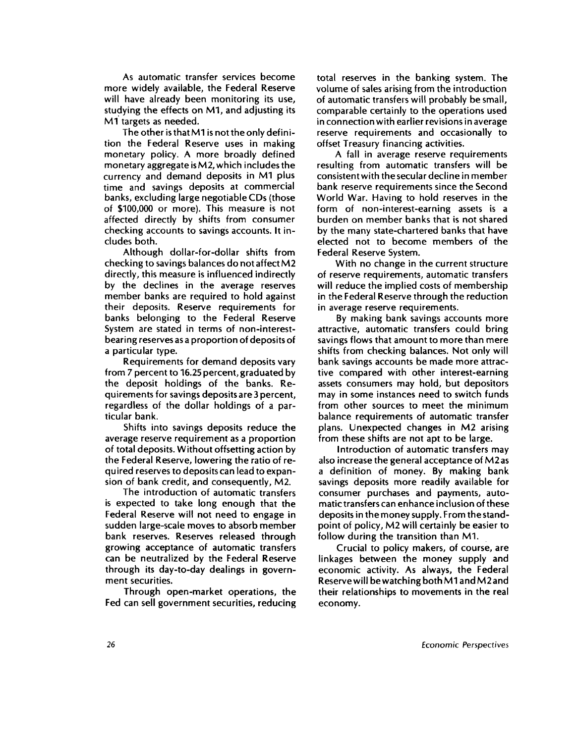As automatic transfer services become more widely available, the Federal Reserve will have already been monitoring its use, studying the effects on M1, and adjusting its M1 targets as needed.

The other is that M1 is not the only definition the Federal Reserve uses in making monetary policy. A more broadly defined monetary aggregate is M2, which includes the currency and demand deposits in M1 plus time and savings deposits at commercial banks, excluding large negotiable CDs (those of $100,000 or more). This measure is not affected directly by shifts from consumer checking accounts to savings accounts. It includes both.

Although dollar-for-dollar shifts from checking to savings balances do not affect M2 directly, this measure is influenced indirectly by the declines in the average reserves member banks are required to hold against their deposits. Reserve requirements for banks belonging to the Federal Reserve System are stated in terms of non-interest-bearing reserves as a proportion of deposits of a particular type.

Requirements for demand deposits vary from 7 percent to 16.25 percent, graduated by the deposit holdings of the banks. Requirements for savings deposits are 3 percent, regardless of the dollar holdings of a particular bank.

Shifts into savings deposits reduce the average reserve requirement as a proportion of total deposits. Without offsetting action by the Federal Reserve, lowering the ratio of required reserves to deposits can lead to expansion of bank credit, and consequently, M2.

The introduction of automatic transfers is expected to take long enough that the Federal Reserve will not need to engage in sudden large-scale moves to absorb member bank reserves. Reserves released through growing acceptance of automatic transfers can be neutralized by the Federal Reserve through its day-to-day dealings in government securities.

Through open-market operations, the Fed can sell government securities, reducing total reserves in the banking system. The volume of sales arising from the introduction of automatic transfers will probably be small, comparable certainly to the operations used in connection with earlier revisions in average reserve requirements and occasionally to offset Treasury financing activities.

A fall in average reserve requirements resulting from automatic transfers will be consistent with the secular decline in member bank reserve requirements since the Second World War. Having to hold reserves in the form of non-interest-earning assets is a burden on member banks that is not shared by the many state-chartered banks that have elected not to become members of the Federal Reserve System.

With no change in the current structure of reserve requirements, automatic transfers will reduce the implied costs of membership in the Federal Reserve through the reduction in average reserve requirements.

By making bank savings accounts more attractive, automatic transfers could bring savings flows that amount to more than mere shifts from checking balances. Not only will bank savings accounts be made more attractive compared with other interest-earning assets consumers may hold, but depositors may in some instances need to switch funds from other sources to meet the minimum balance requirements of automatic transfer plans. Unexpected changes in M2 arising from these shifts are not apt to be large.

Introduction of automatic transfers may also increase the general acceptance of M2 as a definition of money. By making bank savings deposits more readily available for consumer purchases and payments, automatic transfers can enhance inclusion of these deposits in the money supply. From the standpoint of policy, M2 will certainly be easier to follow during the transition than M1.

Crucial to policy makers, of course, are linkages between the money supply and economic activity. As always, the Federal Reserve will be watching both M1 and M2 and their relationships to movements in the real economy.